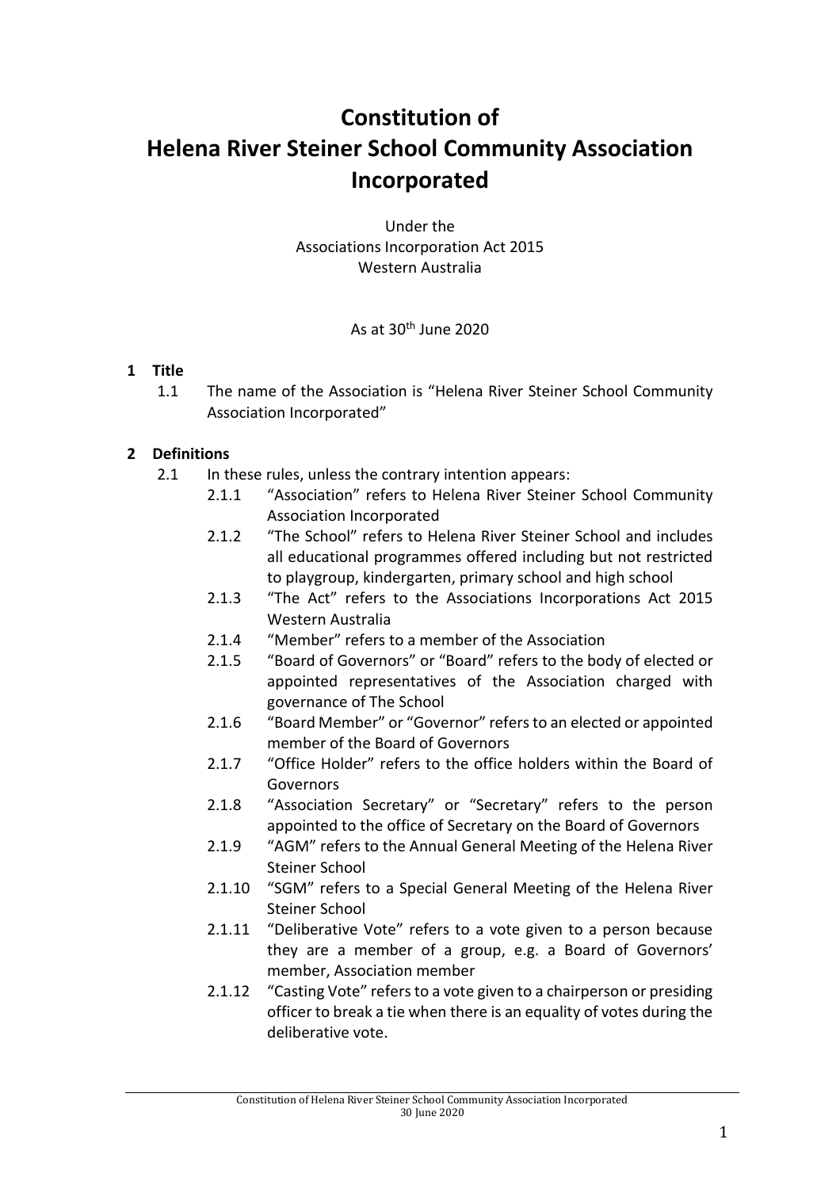# Constitution of Helena River Steiner School Community Association Incorporated

Under the
Associations Incorporation Act 2015
Western Australia

As at 30th June 2020

## 1 Title

1.1 The name of the Association is "Helena River Steiner School Community Association Incorporated"

## 2 Definitions

2.1 In these rules, unless the contrary intention appears:

2.1.1 "Association" refers to Helena River Steiner School Community Association Incorporated

2.1.2 "The School" refers to Helena River Steiner School and includes all educational programmes offered including but not restricted to playgroup, kindergarten, primary school and high school

2.1.3 "The Act" refers to the Associations Incorporations Act 2015 Western Australia

2.1.4 "Member" refers to a member of the Association

2.1.5 "Board of Governors" or "Board" refers to the body of elected or appointed representatives of the Association charged with governance of The School

2.1.6 "Board Member" or "Governor" refers to an elected or appointed member of the Board of Governors

2.1.7 "Office Holder" refers to the office holders within the Board of Governors

2.1.8 "Association Secretary" or "Secretary" refers to the person appointed to the office of Secretary on the Board of Governors

2.1.9 "AGM" refers to the Annual General Meeting of the Helena River Steiner School

2.1.10 "SGM" refers to a Special General Meeting of the Helena River Steiner School

2.1.11 "Deliberative Vote" refers to a vote given to a person because they are a member of a group, e.g. a Board of Governors' member, Association member

2.1.12 "Casting Vote" refers to a vote given to a chairperson or presiding officer to break a tie when there is an equality of votes during the deliberative vote.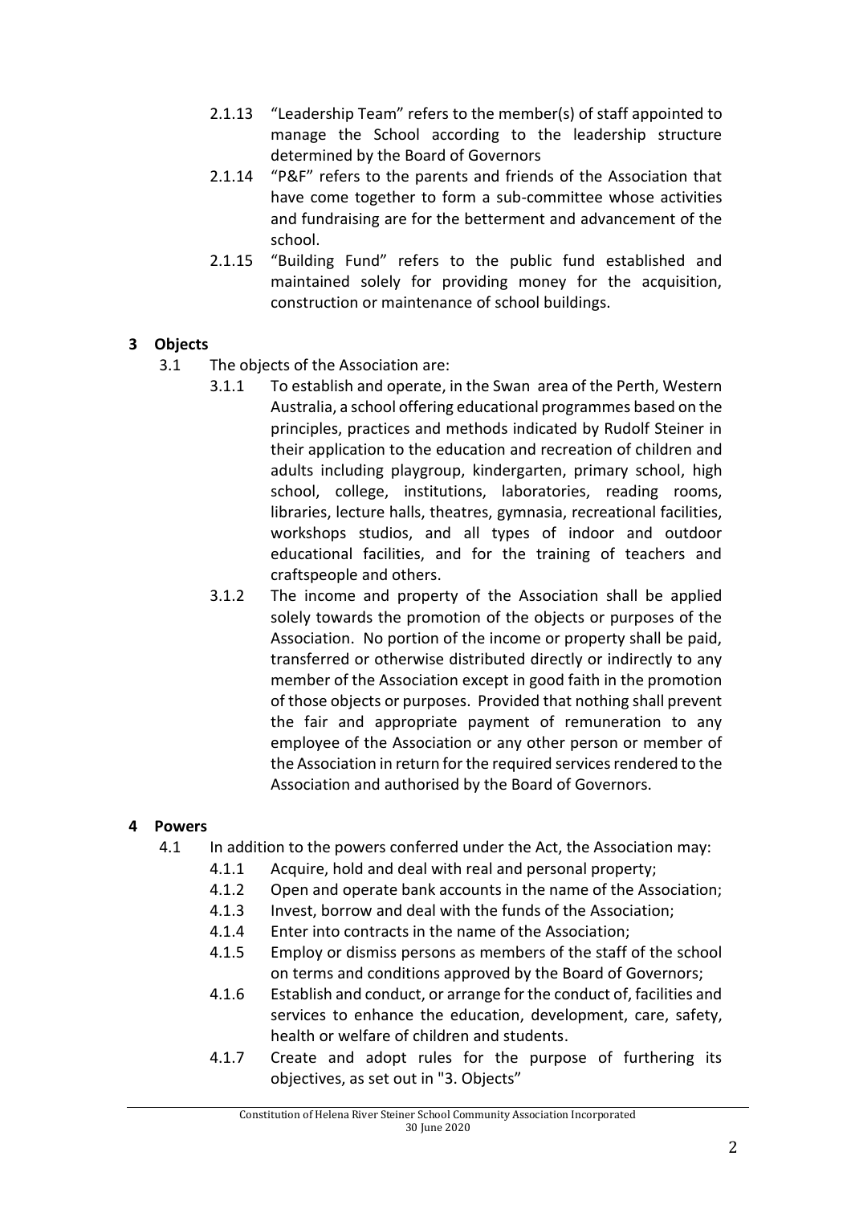2.1.13 "Leadership Team" refers to the member(s) of staff appointed to manage the School according to the leadership structure determined by the Board of Governors

2.1.14 "P&F" refers to the parents and friends of the Association that have come together to form a sub-committee whose activities and fundraising are for the betterment and advancement of the school.

2.1.15 "Building Fund" refers to the public fund established and maintained solely for providing money for the acquisition, construction or maintenance of school buildings.

## 3 Objects

3.1 The objects of the Association are:

3.1.1 To establish and operate, in the Swan area of the Perth, Western Australia, a school offering educational programmes based on the principles, practices and methods indicated by Rudolf Steiner in their application to the education and recreation of children and adults including playgroup, kindergarten, primary school, high school, college, institutions, laboratories, reading rooms, libraries, lecture halls, theatres, gymnasia, recreational facilities, workshops studios, and all types of indoor and outdoor educational facilities, and for the training of teachers and craftspeople and others.

3.1.2 The income and property of the Association shall be applied solely towards the promotion of the objects or purposes of the Association. No portion of the income or property shall be paid, transferred or otherwise distributed directly or indirectly to any member of the Association except in good faith in the promotion of those objects or purposes. Provided that nothing shall prevent the fair and appropriate payment of remuneration to any employee of the Association or any other person or member of the Association in return for the required services rendered to the Association and authorised by the Board of Governors.

## 4 Powers

4.1 In addition to the powers conferred under the Act, the Association may:

4.1.1 Acquire, hold and deal with real and personal property;

4.1.2 Open and operate bank accounts in the name of the Association;

4.1.3 Invest, borrow and deal with the funds of the Association;

4.1.4 Enter into contracts in the name of the Association;

4.1.5 Employ or dismiss persons as members of the staff of the school on terms and conditions approved by the Board of Governors;

4.1.6 Establish and conduct, or arrange for the conduct of, facilities and services to enhance the education, development, care, safety, health or welfare of children and students.

4.1.7 Create and adopt rules for the purpose of furthering its objectives, as set out in "3. Objects"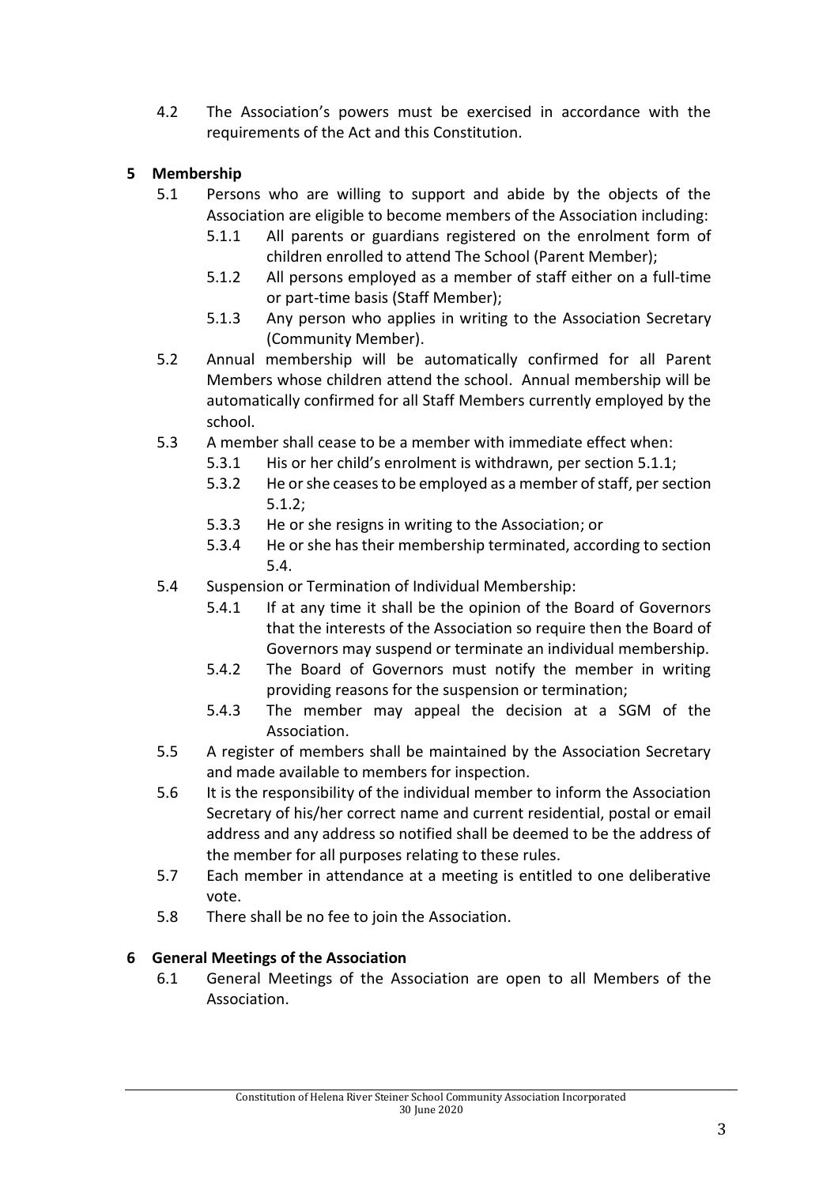4.2 The Association's powers must be exercised in accordance with the requirements of the Act and this Constitution.

## 5 Membership

5.1 Persons who are willing to support and abide by the objects of the Association are eligible to become members of the Association including:

5.1.1 All parents or guardians registered on the enrolment form of children enrolled to attend The School (Parent Member);

5.1.2 All persons employed as a member of staff either on a full-time or part-time basis (Staff Member);

5.1.3 Any person who applies in writing to the Association Secretary (Community Member).

5.2 Annual membership will be automatically confirmed for all Parent Members whose children attend the school. Annual membership will be automatically confirmed for all Staff Members currently employed by the school.

5.3 A member shall cease to be a member with immediate effect when:

5.3.1 His or her child's enrolment is withdrawn, per section 5.1.1;

5.3.2 He or she ceases to be employed as a member of staff, per section 5.1.2;

5.3.3 He or she resigns in writing to the Association; or

5.3.4 He or she has their membership terminated, according to section 5.4.

5.4 Suspension or Termination of Individual Membership:

5.4.1 If at any time it shall be the opinion of the Board of Governors that the interests of the Association so require then the Board of Governors may suspend or terminate an individual membership.

5.4.2 The Board of Governors must notify the member in writing providing reasons for the suspension or termination;

5.4.3 The member may appeal the decision at a SGM of the Association.

5.5 A register of members shall be maintained by the Association Secretary and made available to members for inspection.

5.6 It is the responsibility of the individual member to inform the Association Secretary of his/her correct name and current residential, postal or email address and any address so notified shall be deemed to be the address of the member for all purposes relating to these rules.

5.7 Each member in attendance at a meeting is entitled to one deliberative vote.

5.8 There shall be no fee to join the Association.

## 6 General Meetings of the Association

6.1 General Meetings of the Association are open to all Members of the Association.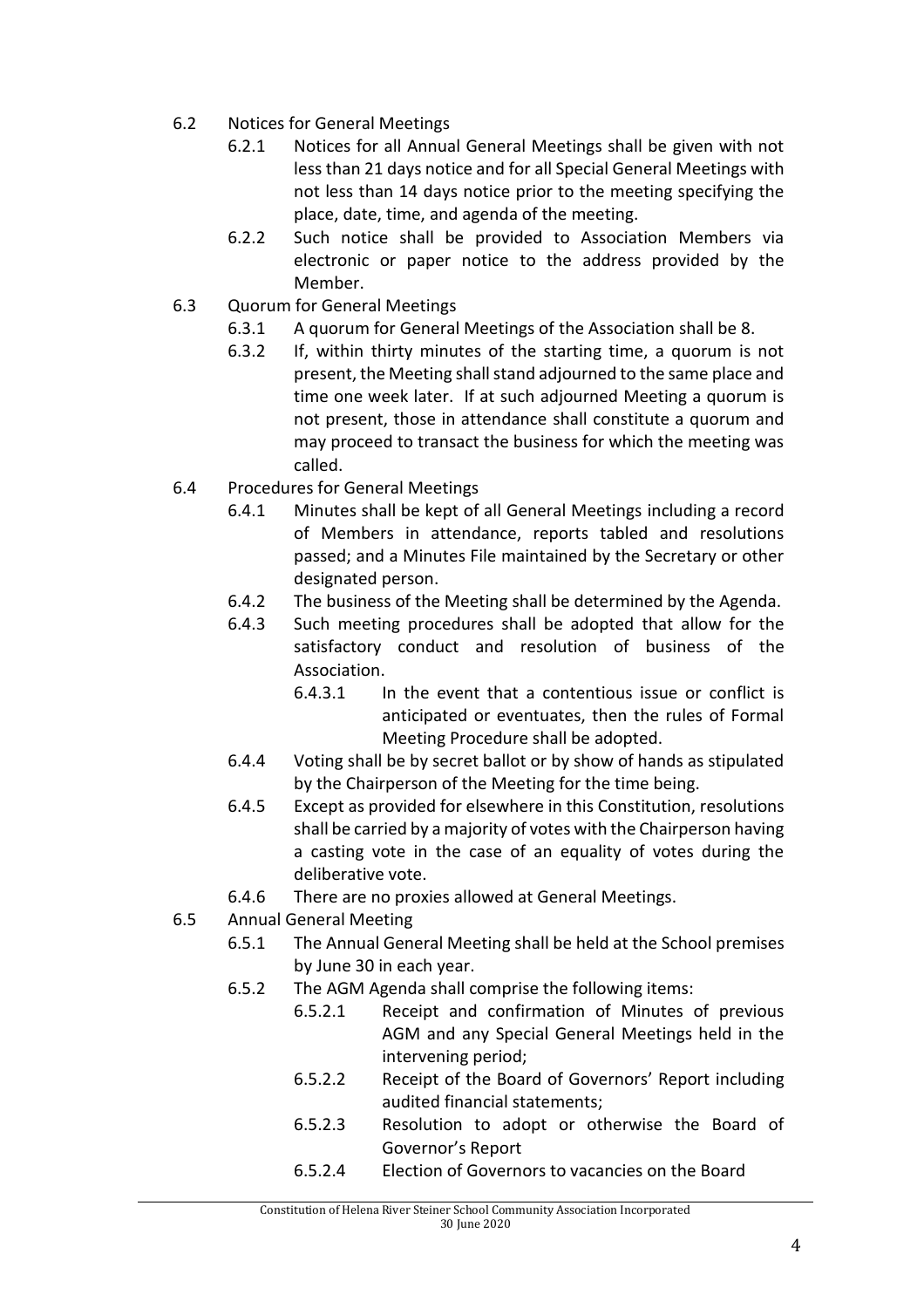6.2 Notices for General Meetings

6.2.1 Notices for all Annual General Meetings shall be given with not less than 21 days notice and for all Special General Meetings with not less than 14 days notice prior to the meeting specifying the place, date, time, and agenda of the meeting.

6.2.2 Such notice shall be provided to Association Members via electronic or paper notice to the address provided by the Member.

6.3 Quorum for General Meetings

6.3.1 A quorum for General Meetings of the Association shall be 8.

6.3.2 If, within thirty minutes of the starting time, a quorum is not present, the Meeting shall stand adjourned to the same place and time one week later. If at such adjourned Meeting a quorum is not present, those in attendance shall constitute a quorum and may proceed to transact the business for which the meeting was called.

6.4 Procedures for General Meetings

6.4.1 Minutes shall be kept of all General Meetings including a record of Members in attendance, reports tabled and resolutions passed; and a Minutes File maintained by the Secretary or other designated person.

6.4.2 The business of the Meeting shall be determined by the Agenda.

6.4.3 Such meeting procedures shall be adopted that allow for the satisfactory conduct and resolution of business of the Association.

6.4.3.1 In the event that a contentious issue or conflict is anticipated or eventuates, then the rules of Formal Meeting Procedure shall be adopted.

6.4.4 Voting shall be by secret ballot or by show of hands as stipulated by the Chairperson of the Meeting for the time being.

6.4.5 Except as provided for elsewhere in this Constitution, resolutions shall be carried by a majority of votes with the Chairperson having a casting vote in the case of an equality of votes during the deliberative vote.

6.4.6 There are no proxies allowed at General Meetings.

6.5 Annual General Meeting

6.5.1 The Annual General Meeting shall be held at the School premises by June 30 in each year.

6.5.2 The AGM Agenda shall comprise the following items:

6.5.2.1 Receipt and confirmation of Minutes of previous AGM and any Special General Meetings held in the intervening period;

6.5.2.2 Receipt of the Board of Governors' Report including audited financial statements;

6.5.2.3 Resolution to adopt or otherwise the Board of Governor's Report

6.5.2.4 Election of Governors to vacancies on the Board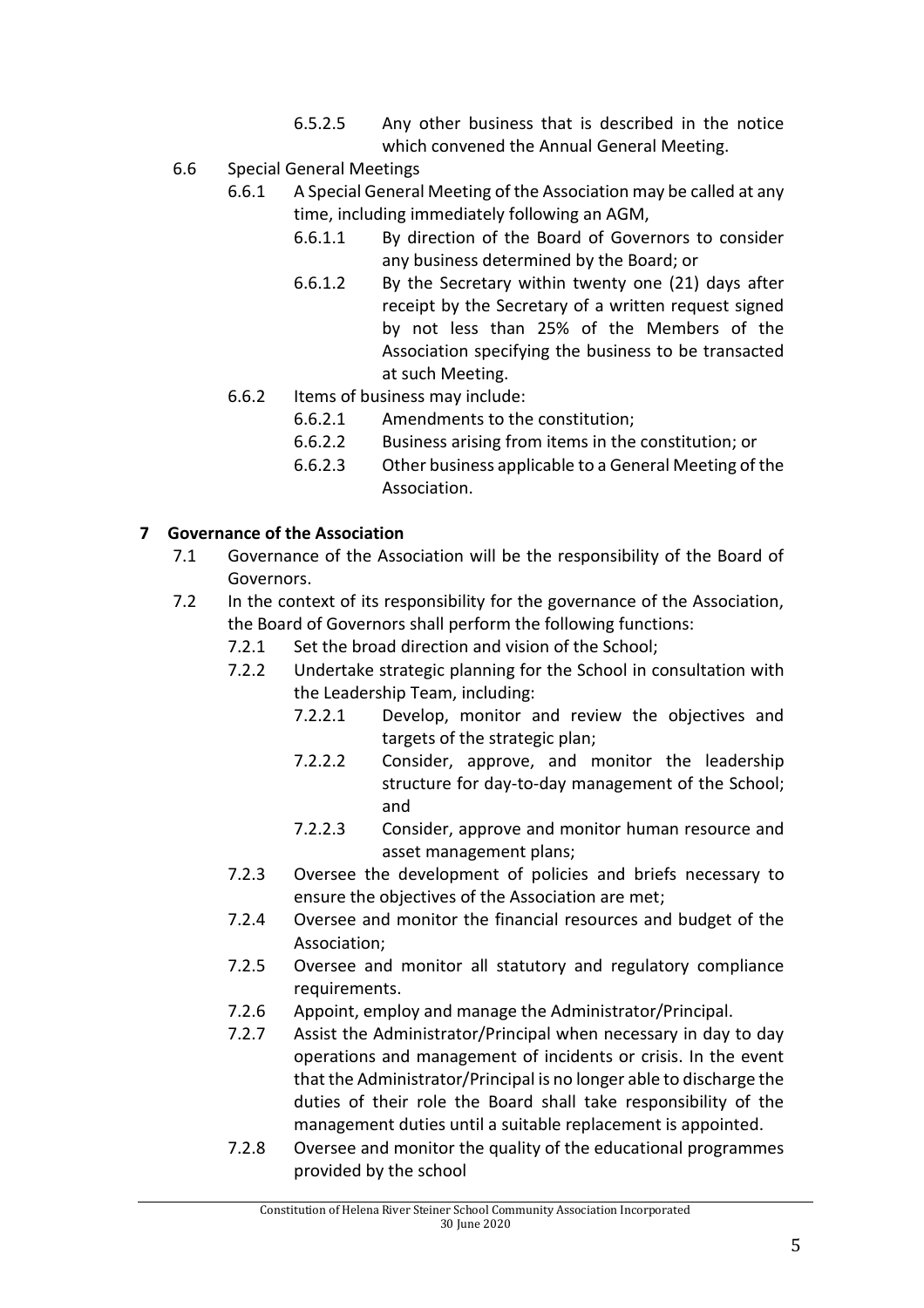6.5.2.5 Any other business that is described in the notice which convened the Annual General Meeting.

6.6 Special General Meetings

6.6.1 A Special General Meeting of the Association may be called at any time, including immediately following an AGM,

6.6.1.1 By direction of the Board of Governors to consider any business determined by the Board; or

6.6.1.2 By the Secretary within twenty one (21) days after receipt by the Secretary of a written request signed by not less than 25% of the Members of the Association specifying the business to be transacted at such Meeting.

6.6.2 Items of business may include:

6.6.2.1 Amendments to the constitution;

6.6.2.2 Business arising from items in the constitution; or

6.6.2.3 Other business applicable to a General Meeting of the Association.

## 7 Governance of the Association

7.1 Governance of the Association will be the responsibility of the Board of Governors.

7.2 In the context of its responsibility for the governance of the Association, the Board of Governors shall perform the following functions:

7.2.1 Set the broad direction and vision of the School;

7.2.2 Undertake strategic planning for the School in consultation with the Leadership Team, including:

7.2.2.1 Develop, monitor and review the objectives and targets of the strategic plan;

7.2.2.2 Consider, approve, and monitor the leadership structure for day-to-day management of the School; and

7.2.2.3 Consider, approve and monitor human resource and asset management plans;

7.2.3 Oversee the development of policies and briefs necessary to ensure the objectives of the Association are met;

7.2.4 Oversee and monitor the financial resources and budget of the Association;

7.2.5 Oversee and monitor all statutory and regulatory compliance requirements.

7.2.6 Appoint, employ and manage the Administrator/Principal.

7.2.7 Assist the Administrator/Principal when necessary in day to day operations and management of incidents or crisis. In the event that the Administrator/Principal is no longer able to discharge the duties of their role the Board shall take responsibility of the management duties until a suitable replacement is appointed.

7.2.8 Oversee and monitor the quality of the educational programmes provided by the school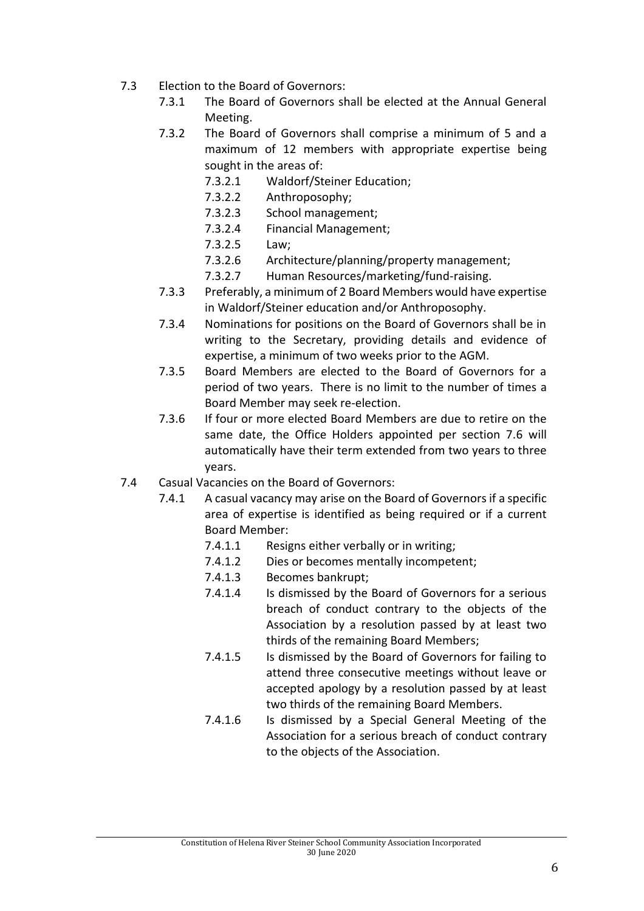- 7.3 Election to the Board of Governors:
  - 7.3.1 The Board of Governors shall be elected at the Annual General Meeting.
  - 7.3.2 The Board of Governors shall comprise a minimum of 5 and a maximum of 12 members with appropriate expertise being sought in the areas of:
    - 7.3.2.1 Waldorf/Steiner Education;
    - 7.3.2.2 Anthroposophy;
    - 7.3.2.3 School management;
    - 7.3.2.4 Financial Management;
    - 7.3.2.5 Law;
    - 7.3.2.6 Architecture/planning/property management;
    - 7.3.2.7 Human Resources/marketing/fund-raising.
  - 7.3.3 Preferably, a minimum of 2 Board Members would have expertise in Waldorf/Steiner education and/or Anthroposophy.
  - 7.3.4 Nominations for positions on the Board of Governors shall be in writing to the Secretary, providing details and evidence of expertise, a minimum of two weeks prior to the AGM.
  - 7.3.5 Board Members are elected to the Board of Governors for a period of two years. There is no limit to the number of times a Board Member may seek re-election.
  - 7.3.6 If four or more elected Board Members are due to retire on the same date, the Office Holders appointed per section 7.6 will automatically have their term extended from two years to three years.
- 7.4 Casual Vacancies on the Board of Governors:
  - 7.4.1 A casual vacancy may arise on the Board of Governors if a specific area of expertise is identified as being required or if a current Board Member:
    - 7.4.1.1 Resigns either verbally or in writing;
    - 7.4.1.2 Dies or becomes mentally incompetent;
    - 7.4.1.3 Becomes bankrupt;
    - 7.4.1.4 Is dismissed by the Board of Governors for a serious breach of conduct contrary to the objects of the Association by a resolution passed by at least two thirds of the remaining Board Members;
    - 7.4.1.5 Is dismissed by the Board of Governors for failing to attend three consecutive meetings without leave or accepted apology by a resolution passed by at least two thirds of the remaining Board Members.
    - 7.4.1.6 Is dismissed by a Special General Meeting of the Association for a serious breach of conduct contrary to the objects of the Association.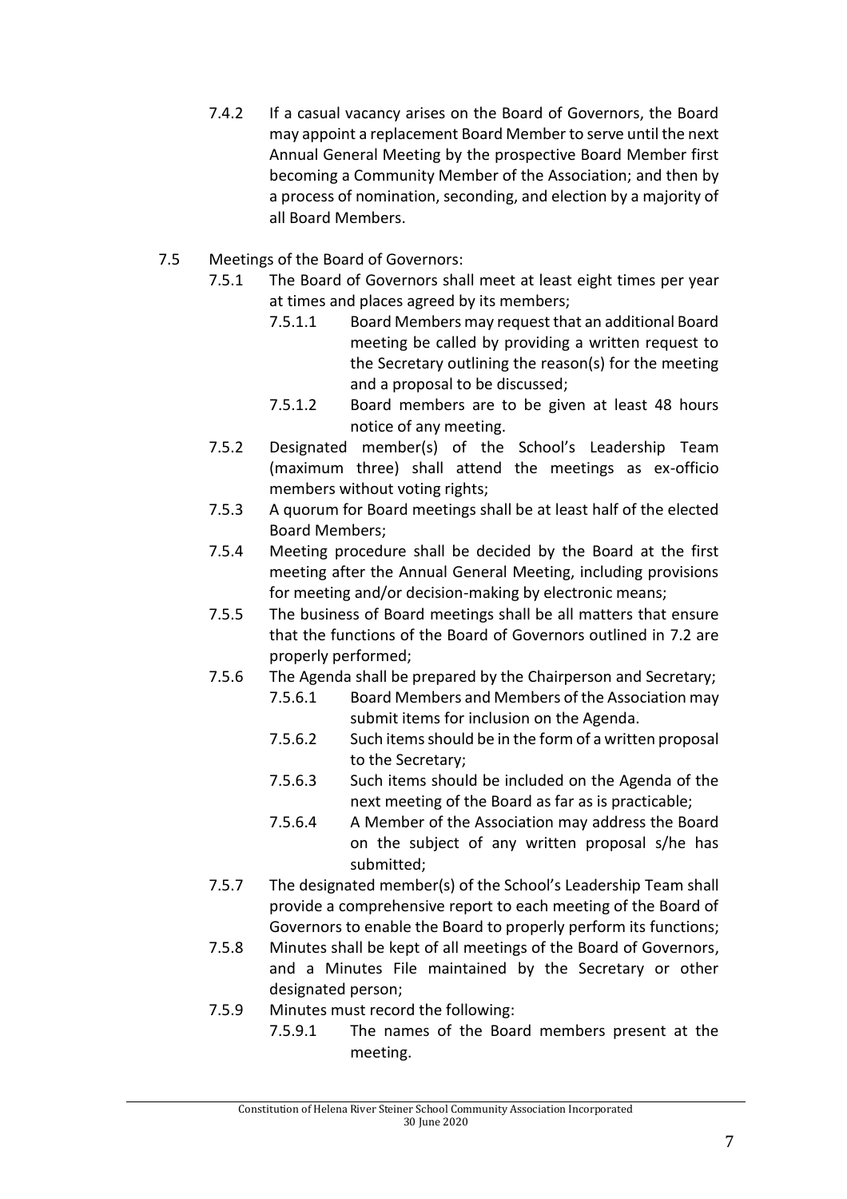7.4.2 If a casual vacancy arises on the Board of Governors, the Board may appoint a replacement Board Member to serve until the next Annual General Meeting by the prospective Board Member first becoming a Community Member of the Association; and then by a process of nomination, seconding, and election by a majority of all Board Members.

7.5 Meetings of the Board of Governors:

7.5.1 The Board of Governors shall meet at least eight times per year at times and places agreed by its members;

7.5.1.1 Board Members may request that an additional Board meeting be called by providing a written request to the Secretary outlining the reason(s) for the meeting and a proposal to be discussed;

7.5.1.2 Board members are to be given at least 48 hours notice of any meeting.

7.5.2 Designated member(s) of the School's Leadership Team (maximum three) shall attend the meetings as ex-officio members without voting rights;

7.5.3 A quorum for Board meetings shall be at least half of the elected Board Members;

7.5.4 Meeting procedure shall be decided by the Board at the first meeting after the Annual General Meeting, including provisions for meeting and/or decision-making by electronic means;

7.5.5 The business of Board meetings shall be all matters that ensure that the functions of the Board of Governors outlined in 7.2 are properly performed;

7.5.6 The Agenda shall be prepared by the Chairperson and Secretary;

7.5.6.1 Board Members and Members of the Association may submit items for inclusion on the Agenda.

7.5.6.2 Such items should be in the form of a written proposal to the Secretary;

7.5.6.3 Such items should be included on the Agenda of the next meeting of the Board as far as is practicable;

7.5.6.4 A Member of the Association may address the Board on the subject of any written proposal s/he has submitted;

7.5.7 The designated member(s) of the School's Leadership Team shall provide a comprehensive report to each meeting of the Board of Governors to enable the Board to properly perform its functions;

7.5.8 Minutes shall be kept of all meetings of the Board of Governors, and a Minutes File maintained by the Secretary or other designated person;

7.5.9 Minutes must record the following:

7.5.9.1 The names of the Board members present at the meeting.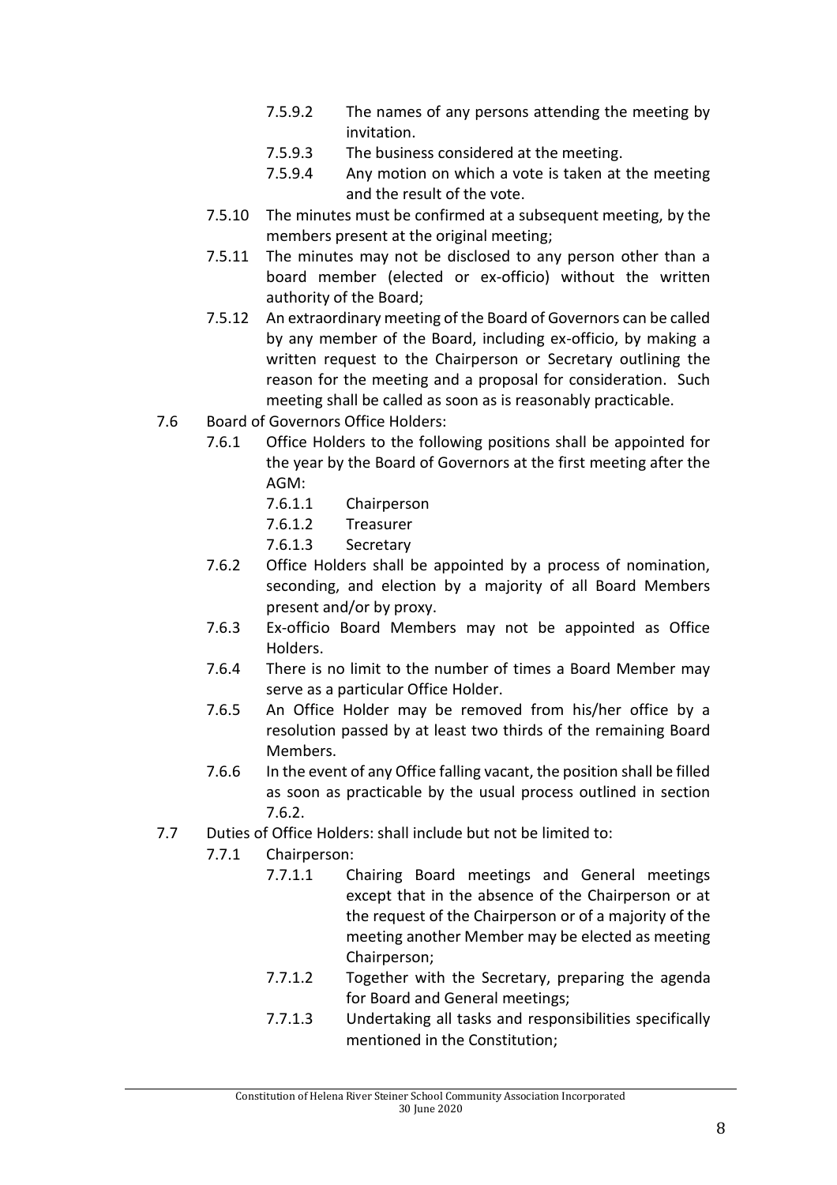- 7.5.9.2 The names of any persons attending the meeting by invitation.
- 7.5.9.3 The business considered at the meeting.
- 7.5.9.4 Any motion on which a vote is taken at the meeting and the result of the vote.

7.5.10 The minutes must be confirmed at a subsequent meeting, by the members present at the original meeting;

7.5.11 The minutes may not be disclosed to any person other than a board member (elected or ex-officio) without the written authority of the Board;

7.5.12 An extraordinary meeting of the Board of Governors can be called by any member of the Board, including ex-officio, by making a written request to the Chairperson or Secretary outlining the reason for the meeting and a proposal for consideration. Such meeting shall be called as soon as is reasonably practicable.

7.6 Board of Governors Office Holders:

7.6.1 Office Holders to the following positions shall be appointed for the year by the Board of Governors at the first meeting after the AGM:

- 7.6.1.1 Chairperson
- 7.6.1.2 Treasurer
- 7.6.1.3 Secretary

7.6.2 Office Holders shall be appointed by a process of nomination, seconding, and election by a majority of all Board Members present and/or by proxy.

7.6.3 Ex-officio Board Members may not be appointed as Office Holders.

7.6.4 There is no limit to the number of times a Board Member may serve as a particular Office Holder.

7.6.5 An Office Holder may be removed from his/her office by a resolution passed by at least two thirds of the remaining Board Members.

7.6.6 In the event of any Office falling vacant, the position shall be filled as soon as practicable by the usual process outlined in section 7.6.2.

7.7 Duties of Office Holders: shall include but not be limited to:

7.7.1 Chairperson:

- 7.7.1.1 Chairing Board meetings and General meetings except that in the absence of the Chairperson or at the request of the Chairperson or of a majority of the meeting another Member may be elected as meeting Chairperson;
- 7.7.1.2 Together with the Secretary, preparing the agenda for Board and General meetings;
- 7.7.1.3 Undertaking all tasks and responsibilities specifically mentioned in the Constitution;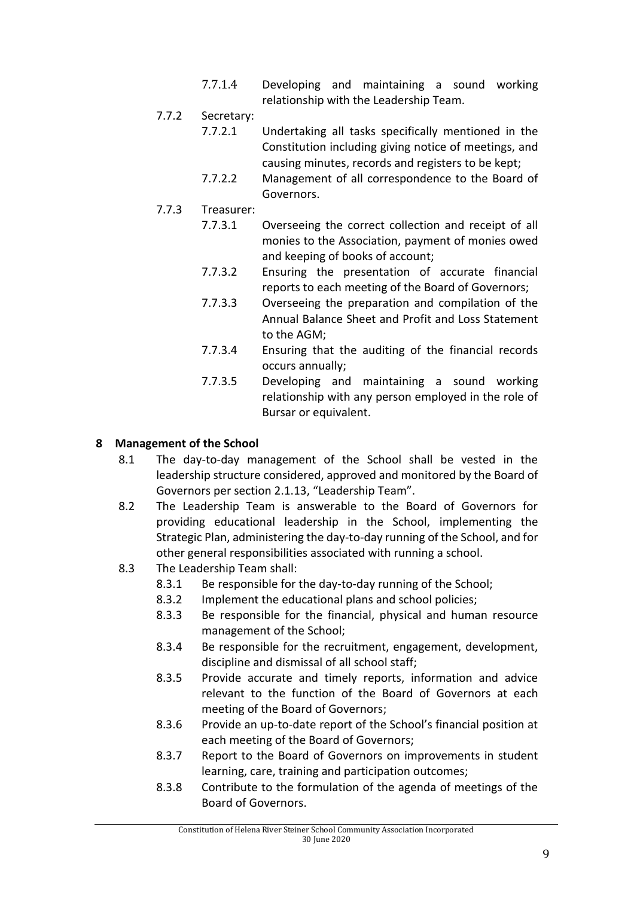7.7.1.4 Developing and maintaining a sound working relationship with the Leadership Team.

7.7.2 Secretary:

7.7.2.1 Undertaking all tasks specifically mentioned in the Constitution including giving notice of meetings, and causing minutes, records and registers to be kept;

7.7.2.2 Management of all correspondence to the Board of Governors.

7.7.3 Treasurer:

7.7.3.1 Overseeing the correct collection and receipt of all monies to the Association, payment of monies owed and keeping of books of account;

7.7.3.2 Ensuring the presentation of accurate financial reports to each meeting of the Board of Governors;

7.7.3.3 Overseeing the preparation and compilation of the Annual Balance Sheet and Profit and Loss Statement to the AGM;

7.7.3.4 Ensuring that the auditing of the financial records occurs annually;

7.7.3.5 Developing and maintaining a sound working relationship with any person employed in the role of Bursar or equivalent.

## 8 Management of the School

8.1 The day-to-day management of the School shall be vested in the leadership structure considered, approved and monitored by the Board of Governors per section 2.1.13, "Leadership Team".

8.2 The Leadership Team is answerable to the Board of Governors for providing educational leadership in the School, implementing the Strategic Plan, administering the day-to-day running of the School, and for other general responsibilities associated with running a school.

8.3 The Leadership Team shall:

8.3.1 Be responsible for the day-to-day running of the School;

8.3.2 Implement the educational plans and school policies;

8.3.3 Be responsible for the financial, physical and human resource management of the School;

8.3.4 Be responsible for the recruitment, engagement, development, discipline and dismissal of all school staff;

8.3.5 Provide accurate and timely reports, information and advice relevant to the function of the Board of Governors at each meeting of the Board of Governors;

8.3.6 Provide an up-to-date report of the School's financial position at each meeting of the Board of Governors;

8.3.7 Report to the Board of Governors on improvements in student learning, care, training and participation outcomes;

8.3.8 Contribute to the formulation of the agenda of meetings of the Board of Governors.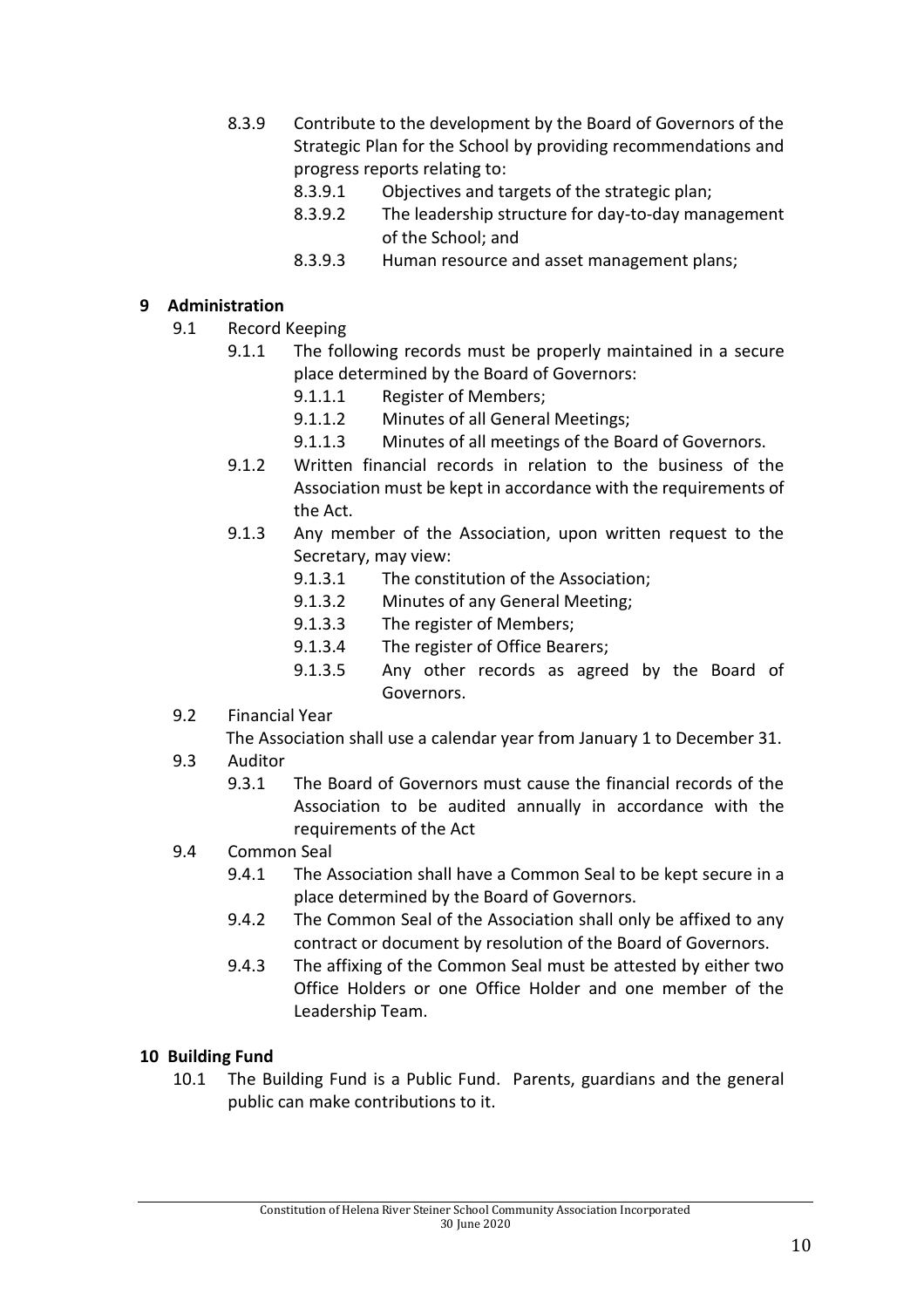8.3.9 Contribute to the development by the Board of Governors of the Strategic Plan for the School by providing recommendations and progress reports relating to:

- 8.3.9.1 Objectives and targets of the strategic plan;
- 8.3.9.2 The leadership structure for day-to-day management of the School; and
- 8.3.9.3 Human resource and asset management plans;

## 9 Administration

9.1 Record Keeping

9.1.1 The following records must be properly maintained in a secure place determined by the Board of Governors:

- 9.1.1.1 Register of Members;
- 9.1.1.2 Minutes of all General Meetings;
- 9.1.1.3 Minutes of all meetings of the Board of Governors.

9.1.2 Written financial records in relation to the business of the Association must be kept in accordance with the requirements of the Act.

9.1.3 Any member of the Association, upon written request to the Secretary, may view:

- 9.1.3.1 The constitution of the Association;
- 9.1.3.2 Minutes of any General Meeting;
- 9.1.3.3 The register of Members;
- 9.1.3.4 The register of Office Bearers;
- 9.1.3.5 Any other records as agreed by the Board of Governors.

9.2 Financial Year

The Association shall use a calendar year from January 1 to December 31.

9.3 Auditor

9.3.1 The Board of Governors must cause the financial records of the Association to be audited annually in accordance with the requirements of the Act

9.4 Common Seal

9.4.1 The Association shall have a Common Seal to be kept secure in a place determined by the Board of Governors.

9.4.2 The Common Seal of the Association shall only be affixed to any contract or document by resolution of the Board of Governors.

9.4.3 The affixing of the Common Seal must be attested by either two Office Holders or one Office Holder and one member of the Leadership Team.

## 10 Building Fund

10.1 The Building Fund is a Public Fund. Parents, guardians and the general public can make contributions to it.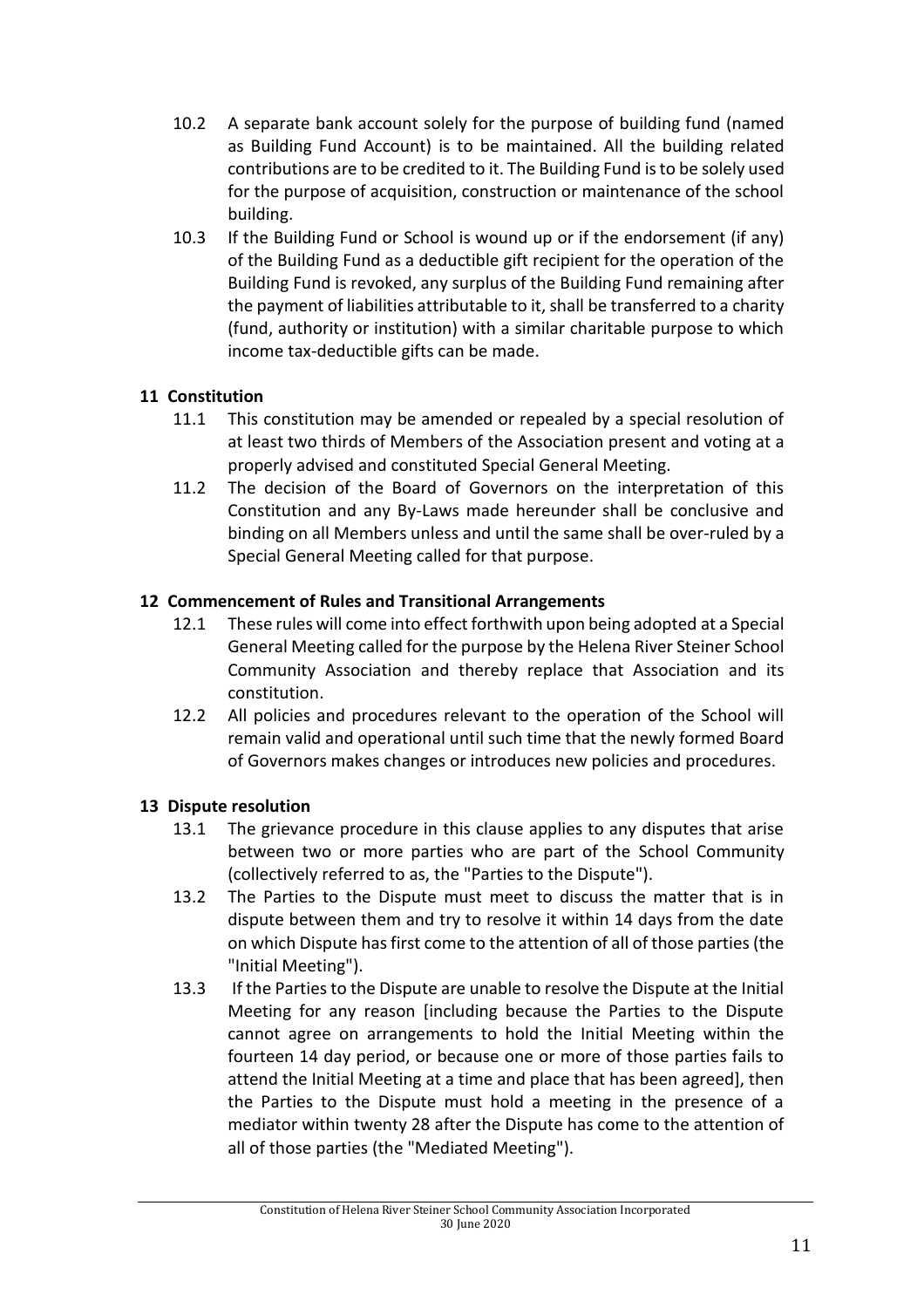10.2 A separate bank account solely for the purpose of building fund (named as Building Fund Account) is to be maintained. All the building related contributions are to be credited to it. The Building Fund is to be solely used for the purpose of acquisition, construction or maintenance of the school building.

10.3 If the Building Fund or School is wound up or if the endorsement (if any) of the Building Fund as a deductible gift recipient for the operation of the Building Fund is revoked, any surplus of the Building Fund remaining after the payment of liabilities attributable to it, shall be transferred to a charity (fund, authority or institution) with a similar charitable purpose to which income tax-deductible gifts can be made.

## 11 Constitution

11.1 This constitution may be amended or repealed by a special resolution of at least two thirds of Members of the Association present and voting at a properly advised and constituted Special General Meeting.

11.2 The decision of the Board of Governors on the interpretation of this Constitution and any By-Laws made hereunder shall be conclusive and binding on all Members unless and until the same shall be over-ruled by a Special General Meeting called for that purpose.

## 12 Commencement of Rules and Transitional Arrangements

12.1 These rules will come into effect forthwith upon being adopted at a Special General Meeting called for the purpose by the Helena River Steiner School Community Association and thereby replace that Association and its constitution.

12.2 All policies and procedures relevant to the operation of the School will remain valid and operational until such time that the newly formed Board of Governors makes changes or introduces new policies and procedures.

## 13 Dispute resolution

13.1 The grievance procedure in this clause applies to any disputes that arise between two or more parties who are part of the School Community (collectively referred to as, the "Parties to the Dispute").

13.2 The Parties to the Dispute must meet to discuss the matter that is in dispute between them and try to resolve it within 14 days from the date on which Dispute has first come to the attention of all of those parties (the "Initial Meeting").

13.3 If the Parties to the Dispute are unable to resolve the Dispute at the Initial Meeting for any reason [including because the Parties to the Dispute cannot agree on arrangements to hold the Initial Meeting within the fourteen 14 day period, or because one or more of those parties fails to attend the Initial Meeting at a time and place that has been agreed], then the Parties to the Dispute must hold a meeting in the presence of a mediator within twenty 28 after the Dispute has come to the attention of all of those parties (the "Mediated Meeting").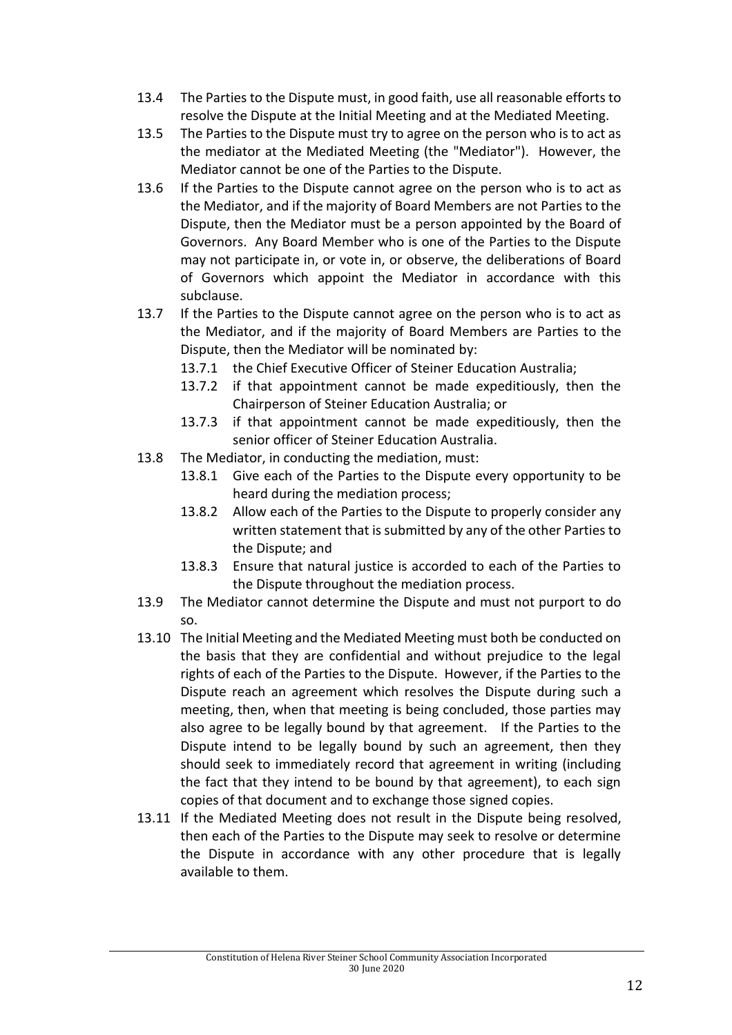13.4 The Parties to the Dispute must, in good faith, use all reasonable efforts to resolve the Dispute at the Initial Meeting and at the Mediated Meeting.

13.5 The Parties to the Dispute must try to agree on the person who is to act as the mediator at the Mediated Meeting (the "Mediator"). However, the Mediator cannot be one of the Parties to the Dispute.

13.6 If the Parties to the Dispute cannot agree on the person who is to act as the Mediator, and if the majority of Board Members are not Parties to the Dispute, then the Mediator must be a person appointed by the Board of Governors. Any Board Member who is one of the Parties to the Dispute may not participate in, or vote in, or observe, the deliberations of Board of Governors which appoint the Mediator in accordance with this subclause.

13.7 If the Parties to the Dispute cannot agree on the person who is to act as the Mediator, and if the majority of Board Members are Parties to the Dispute, then the Mediator will be nominated by:

- 13.7.1 the Chief Executive Officer of Steiner Education Australia;
- 13.7.2 if that appointment cannot be made expeditiously, then the Chairperson of Steiner Education Australia; or
- 13.7.3 if that appointment cannot be made expeditiously, then the senior officer of Steiner Education Australia.

13.8 The Mediator, in conducting the mediation, must:

- 13.8.1 Give each of the Parties to the Dispute every opportunity to be heard during the mediation process;
- 13.8.2 Allow each of the Parties to the Dispute to properly consider any written statement that is submitted by any of the other Parties to the Dispute; and
- 13.8.3 Ensure that natural justice is accorded to each of the Parties to the Dispute throughout the mediation process.

13.9 The Mediator cannot determine the Dispute and must not purport to do so.

13.10 The Initial Meeting and the Mediated Meeting must both be conducted on the basis that they are confidential and without prejudice to the legal rights of each of the Parties to the Dispute. However, if the Parties to the Dispute reach an agreement which resolves the Dispute during such a meeting, then, when that meeting is being concluded, those parties may also agree to be legally bound by that agreement. If the Parties to the Dispute intend to be legally bound by such an agreement, then they should seek to immediately record that agreement in writing (including the fact that they intend to be bound by that agreement), to each sign copies of that document and to exchange those signed copies.

13.11 If the Mediated Meeting does not result in the Dispute being resolved, then each of the Parties to the Dispute may seek to resolve or determine the Dispute in accordance with any other procedure that is legally available to them.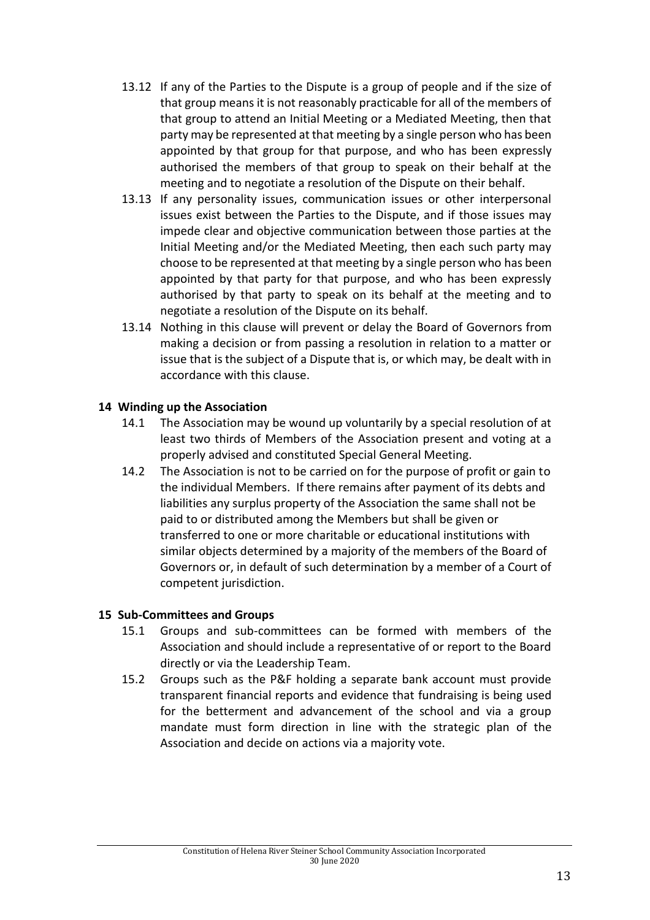13.12 If any of the Parties to the Dispute is a group of people and if the size of that group means it is not reasonably practicable for all of the members of that group to attend an Initial Meeting or a Mediated Meeting, then that party may be represented at that meeting by a single person who has been appointed by that group for that purpose, and who has been expressly authorised the members of that group to speak on their behalf at the meeting and to negotiate a resolution of the Dispute on their behalf.

13.13 If any personality issues, communication issues or other interpersonal issues exist between the Parties to the Dispute, and if those issues may impede clear and objective communication between those parties at the Initial Meeting and/or the Mediated Meeting, then each such party may choose to be represented at that meeting by a single person who has been appointed by that party for that purpose, and who has been expressly authorised by that party to speak on its behalf at the meeting and to negotiate a resolution of the Dispute on its behalf.

13.14 Nothing in this clause will prevent or delay the Board of Governors from making a decision or from passing a resolution in relation to a matter or issue that is the subject of a Dispute that is, or which may, be dealt with in accordance with this clause.

## 14 Winding up the Association

14.1 The Association may be wound up voluntarily by a special resolution of at least two thirds of Members of the Association present and voting at a properly advised and constituted Special General Meeting.

14.2 The Association is not to be carried on for the purpose of profit or gain to the individual Members. If there remains after payment of its debts and liabilities any surplus property of the Association the same shall not be paid to or distributed among the Members but shall be given or transferred to one or more charitable or educational institutions with similar objects determined by a majority of the members of the Board of Governors or, in default of such determination by a member of a Court of competent jurisdiction.

## 15 Sub-Committees and Groups

15.1 Groups and sub-committees can be formed with members of the Association and should include a representative of or report to the Board directly or via the Leadership Team.

15.2 Groups such as the P&F holding a separate bank account must provide transparent financial reports and evidence that fundraising is being used for the betterment and advancement of the school and via a group mandate must form direction in line with the strategic plan of the Association and decide on actions via a majority vote.